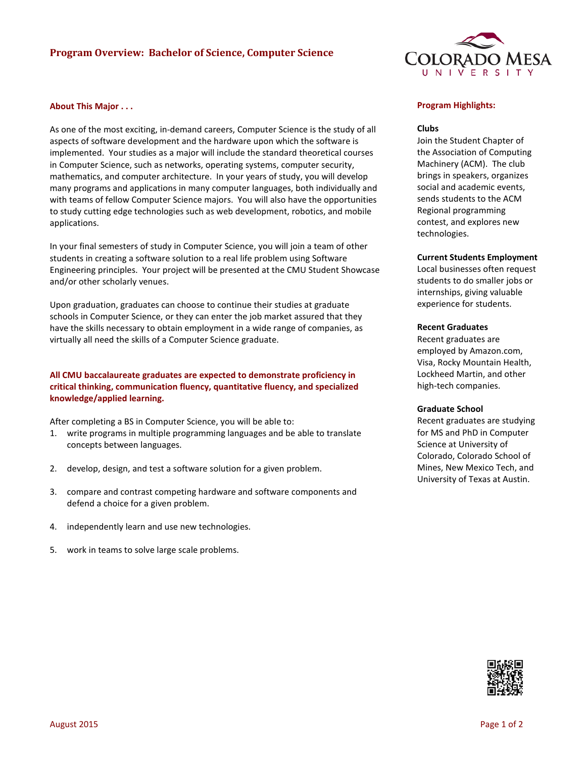# Program Overview: Bachelor of Science, Computer Science

## About This Major . . .

As one of the most exciting, in-demand careers, Computer Science is the study of all aspects of software development and the hardware upon which the software is implemented. Your studies as a major will include the standard theoretical courses in Computer Science, such as networks, operating systems, computer security, mathematics, and computer architecture. In your years of study, you will develop many programs and applications in many computer languages, both individually and with teams of fellow Computer Science majors. You will also have the opportunities to study cutting edge technologies such as web development, robotics, and mobile applications.

In your final semesters of study in Computer Science, you will join a team of other students in creating a software solution to a real life problem using Software Engineering principles. Your project will be presented at the CMU Student Showcase and/or other scholarly venues.

Upon graduation, graduates can choose to continue their studies at graduate schools in Computer Science, or they can enter the job market assured that they have the skills necessary to obtain employment in a wide range of companies, as virtually all need the skills of a Computer Science graduate.

**All CMU baccalaureate graduates are expected to demonstrate proficiency in critical thinking, communication fluency, quantitative fluency, and specialized knowledge/applied learning.**

After completing a BS in Computer Science, you will be able to:

1. write programs in multiple programming languages and be able to translate concepts between languages.
2. develop, design, and test a software solution for a given problem.
3. compare and contrast competing hardware and software components and defend a choice for a given problem.
4. independently learn and use new technologies.
5. work in teams to solve large scale problems.

## Program Highlights:

**Clubs**
Join the Student Chapter of the Association of Computing Machinery (ACM). The club brings in speakers, organizes social and academic events, sends students to the ACM Regional programming contest, and explores new technologies.

**Current Students Employment**
Local businesses often request students to do smaller jobs or internships, giving valuable experience for students.

**Recent Graduates**
Recent graduates are employed by Amazon.com, Visa, Rocky Mountain Health, Lockheed Martin, and other high-tech companies.

**Graduate School**
Recent graduates are studying for MS and PhD in Computer Science at University of Colorado, Colorado School of Mines, New Mexico Tech, and University of Texas at Austin.

August 2015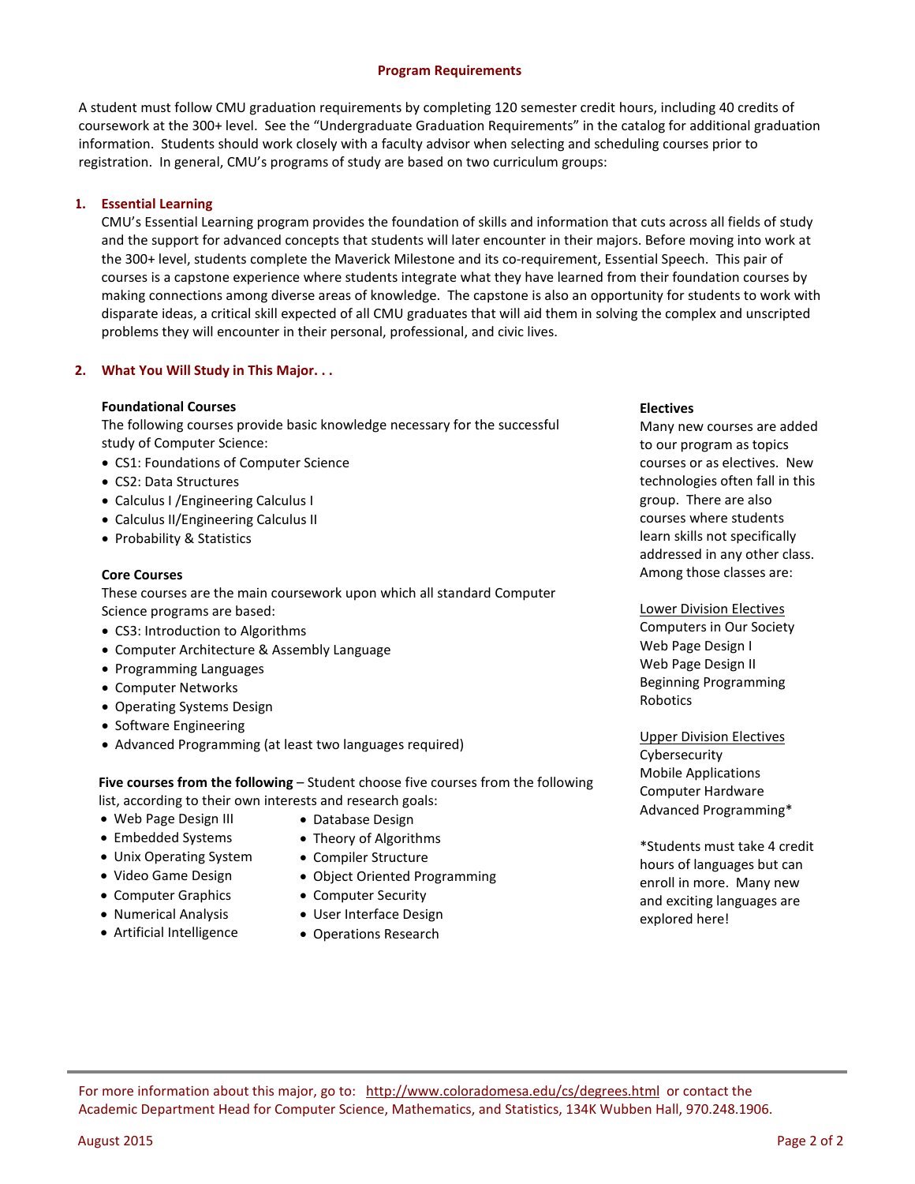## Program Requirements

A student must follow CMU graduation requirements by completing 120 semester credit hours, including 40 credits of coursework at the 300+ level. See the "Undergraduate Graduation Requirements" in the catalog for additional graduation information. Students should work closely with a faculty advisor when selecting and scheduling courses prior to registration. In general, CMU's programs of study are based on two curriculum groups:

### 1. Essential Learning

CMU's Essential Learning program provides the foundation of skills and information that cuts across all fields of study and the support for advanced concepts that students will later encounter in their majors. Before moving into work at the 300+ level, students complete the Maverick Milestone and its co-requirement, Essential Speech. This pair of courses is a capstone experience where students integrate what they have learned from their foundation courses by making connections among diverse areas of knowledge. The capstone is also an opportunity for students to work with disparate ideas, a critical skill expected of all CMU graduates that will aid them in solving the complex and unscripted problems they will encounter in their personal, professional, and civic lives.

### 2. What You Will Study in This Major. . .

**Foundational Courses**

The following courses provide basic knowledge necessary for the successful study of Computer Science:

- CS1: Foundations of Computer Science
- CS2: Data Structures
- Calculus I /Engineering Calculus I
- Calculus II/Engineering Calculus II
- Probability & Statistics

**Core Courses**

These courses are the main coursework upon which all standard Computer Science programs are based:

- CS3: Introduction to Algorithms
- Computer Architecture & Assembly Language
- Programming Languages
- Computer Networks
- Operating Systems Design
- Software Engineering
- Advanced Programming (at least two languages required)

**Five courses from the following** – Student choose five courses from the following list, according to their own interests and research goals:

- Web Page Design III
- Embedded Systems
- Unix Operating System
- Video Game Design
- Computer Graphics
- Numerical Analysis
- Artificial Intelligence
- Database Design
- Theory of Algorithms
- Compiler Structure
- Object Oriented Programming
- Computer Security
- User Interface Design
- Operations Research

**Electives**

Many new courses are added to our program as topics courses or as electives. New technologies often fall in this group. There are also courses where students learn skills not specifically addressed in any other class. Among those classes are:

Lower Division Electives
Computers in Our Society
Web Page Design I
Web Page Design II
Beginning Programming
Robotics

Upper Division Electives
Cybersecurity
Mobile Applications
Computer Hardware
Advanced Programming*

*Students must take 4 credit hours of languages but can enroll in more. Many new and exciting languages are explored here!

For more information about this major, go to: http://www.coloradomesa.edu/cs/degrees.html or contact the Academic Department Head for Computer Science, Mathematics, and Statistics, 134K Wubben Hall, 970.248.1906.

August 2015